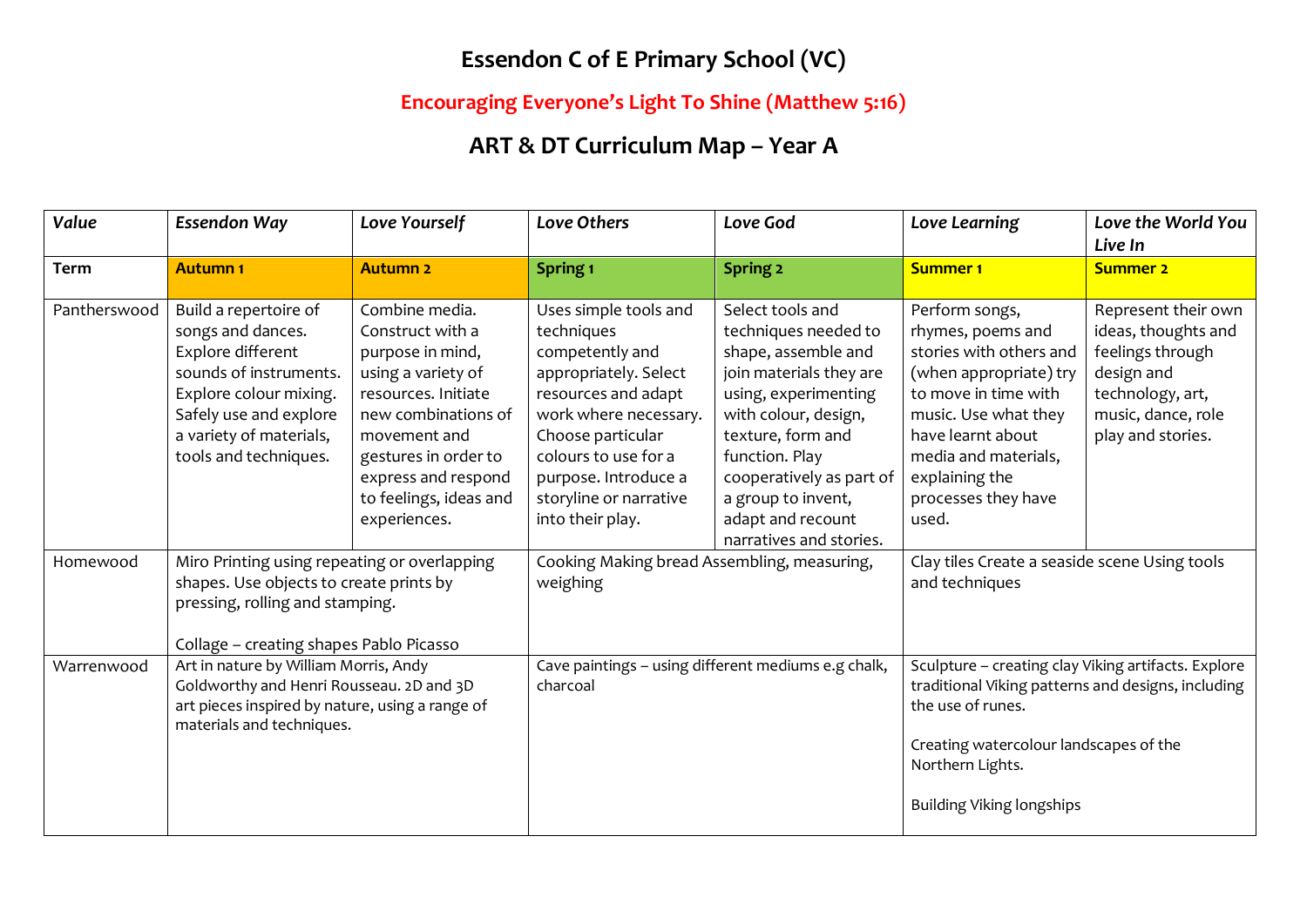# Essendon C of E Primary School (VC)

## Encouraging Everyone's Light To Shine (Matthew 5:16)

## ART & DT Curriculum Map – Year A

| *Value* | *Essendon Way* | *Love Yourself* | *Love Others* | *Love God* | *Love Learning* | *Love the World You Live In* |
|---|---|---|---|---|---|---|
| **Term** | **Autumn 1** | **Autumn 2** | **Spring 1** | **Spring 2** | **Summer 1** | **Summer 2** |
| Pantherswood | Build a repertoire of songs and dances. Explore different sounds of instruments. Explore colour mixing. Safely use and explore a variety of materials, tools and techniques. | Combine media. Construct with a purpose in mind, using a variety of resources. Initiate new combinations of movement and gestures in order to express and respond to feelings, ideas and experiences. | Uses simple tools and techniques competently and appropriately. Select resources and adapt work where necessary. Choose particular colours to use for a purpose. Introduce a storyline or narrative into their play. | Select tools and techniques needed to shape, assemble and join materials they are using, experimenting with colour, design, texture, form and function. Play cooperatively as part of a group to invent, adapt and recount narratives and stories. | Perform songs, rhymes, poems and stories with others and (when appropriate) try to move in time with music. Use what they have learnt about media and materials, explaining the processes they have used. | Represent their own ideas, thoughts and feelings through design and technology, art, music, dance, role play and stories. |
| Homewood | Miro Printing using repeating or overlapping shapes. Use objects to create prints by pressing, rolling and stamping.<br><br>Collage – creating shapes Pablo Picasso | | Cooking Making bread Assembling, measuring, weighing | | Clay tiles Create a seaside scene Using tools and techniques | |
| Warrenwood | Art in nature by William Morris, Andy Goldworthy and Henri Rousseau. 2D and 3D art pieces inspired by nature, using a range of materials and techniques. | | Cave paintings – using different mediums e.g chalk, charcoal | | Sculpture – creating clay Viking artifacts. Explore traditional Viking patterns and designs, including the use of runes.<br><br>Creating watercolour landscapes of the Northern Lights.<br><br>Building Viking longships | |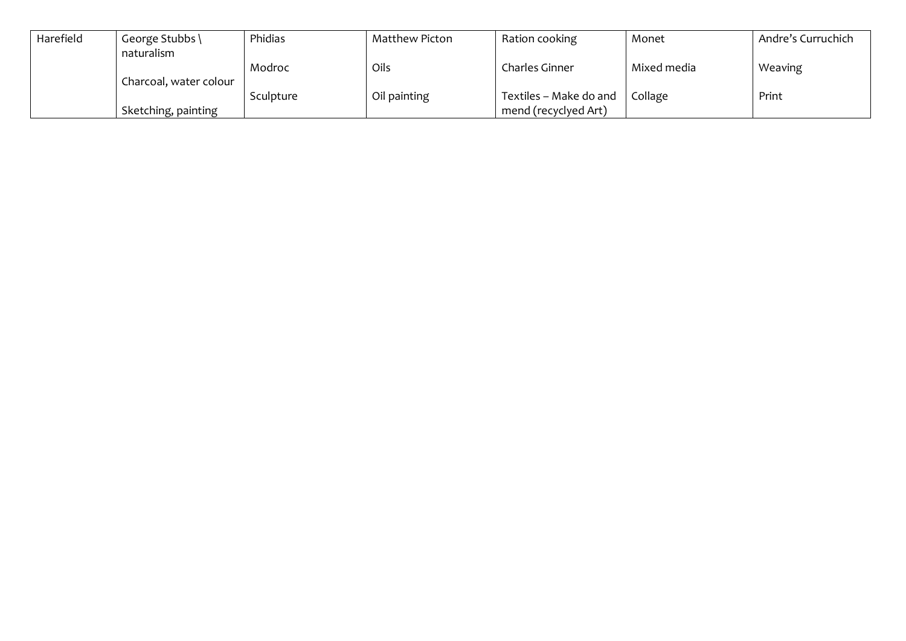| Harefield | George Stubbs \ naturalism<br><br>Charcoal, water colour<br><br>Sketching, painting | Phidias<br><br>Modroc<br><br>Sculpture | Matthew Picton<br><br>Oils<br><br>Oil painting | Ration cooking<br><br>Charles Ginner<br><br>Textiles – Make do and mend (recyclyed Art) | Monet<br><br>Mixed media<br><br>Collage | Andre's Curruchich<br><br>Weaving<br><br>Print |
|---|---|---|---|---|---|---|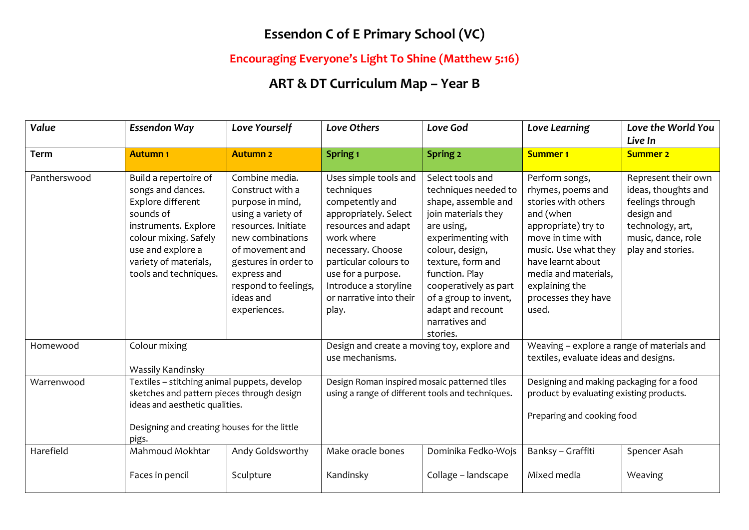# Essendon C of E Primary School (VC)

## Encouraging Everyone's Light To Shine (Matthew 5:16)

## ART & DT Curriculum Map – Year B

| *Value* | *Essendon Way* | *Love Yourself* | *Love Others* | *Love God* | *Love Learning* | *Love the World You Live In* |
|---|---|---|---|---|---|---|
| **Term** | **Autumn 1** | **Autumn 2** | **Spring 1** | **Spring 2** | **Summer 1** | **Summer 2** |
| Pantherswood | Build a repertoire of songs and dances. Explore different sounds of instruments. Explore colour mixing. Safely use and explore a variety of materials, tools and techniques. | Combine media. Construct with a purpose in mind, using a variety of resources. Initiate new combinations of movement and gestures in order to express and respond to feelings, ideas and experiences. | Uses simple tools and techniques competently and appropriately. Select resources and adapt work where necessary. Choose particular colours to use for a purpose. Introduce a storyline or narrative into their play. | Select tools and techniques needed to shape, assemble and join materials they are using, experimenting with colour, design, texture, form and function. Play cooperatively as part of a group to invent, adapt and recount narratives and stories. | Perform songs, rhymes, poems and stories with others and (when appropriate) try to move in time with music. Use what they have learnt about media and materials, explaining the processes they have used. | Represent their own ideas, thoughts and feelings through design and technology, art, music, dance, role play and stories. |
| Homewood | Colour mixing<br><br>Wassily Kandinsky | | Design and create a moving toy, explore and use mechanisms. | | Weaving – explore a range of materials and textiles, evaluate ideas and designs. | |
| Warrenwood | Textiles – stitching animal puppets, develop sketches and pattern pieces through design ideas and aesthetic qualities.<br><br>Designing and creating houses for the little pigs. | | Design Roman inspired mosaic patterned tiles using a range of different tools and techniques. | | Designing and making packaging for a food product by evaluating existing products.<br><br>Preparing and cooking food | |
| Harefield | Mahmoud Mokhtar<br><br>Faces in pencil | Andy Goldsworthy<br><br>Sculpture | Make oracle bones<br><br>Kandinsky | Dominika Fedko-Wojs<br><br>Collage – landscape | Banksy – Graffiti<br><br>Mixed media | Spencer Asah<br><br>Weaving |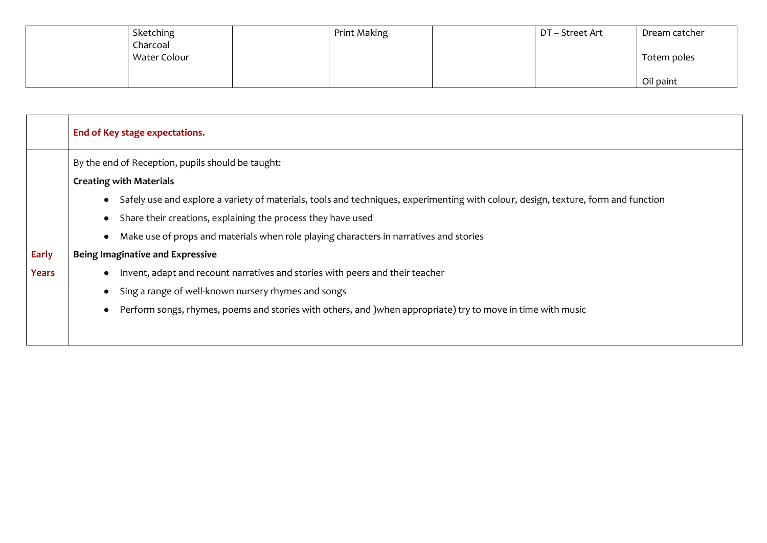| | | | | | | |
|---|---|---|---|---|---|---|
| | Sketching<br>Charcoal<br>Water Colour | | Print Making | | DT – Street Art | Dream catcher<br><br>Totem poles<br><br>Oil paint |

| | **End of Key stage expectations.** |
|---|---|
| **Early Years** | By the end of Reception, pupils should be taught:<br>**Creating with Materials**<br>● Safely use and explore a variety of materials, tools and techniques, experimenting with colour, design, texture, form and function<br>● Share their creations, explaining the process they have used<br>● Make use of props and materials when role playing characters in narratives and stories<br>**Being Imaginative and Expressive**<br>● Invent, adapt and recount narratives and stories with peers and their teacher<br>● Sing a range of well-known nursery rhymes and songs<br>● Perform songs, rhymes, poems and stories with others, and )when appropriate) try to move in time with music |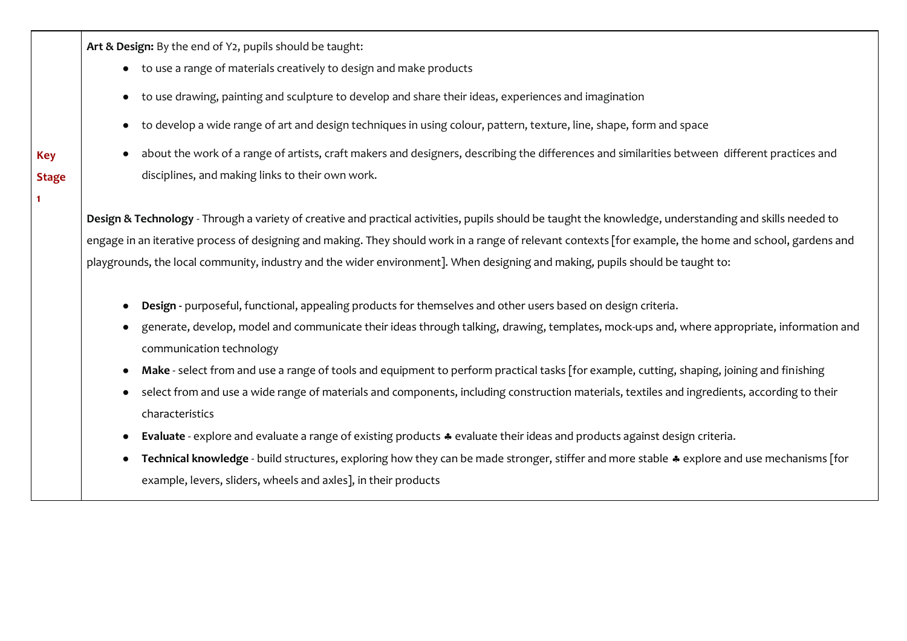| Key Stage 1 | **Art & Design:** By the end of Y2, pupils should be taught:<br>• to use a range of materials creatively to design and make products<br>• to use drawing, painting and sculpture to develop and share their ideas, experiences and imagination<br>• to develop a wide range of art and design techniques in using colour, pattern, texture, line, shape, form and space<br>• about the work of a range of artists, craft makers and designers, describing the differences and similarities between different practices and disciplines, and making links to their own work.<br><br>**Design & Technology** - Through a variety of creative and practical activities, pupils should be taught the knowledge, understanding and skills needed to engage in an iterative process of designing and making. They should work in a range of relevant contexts [for example, the home and school, gardens and playgrounds, the local community, industry and the wider environment]. When designing and making, pupils should be taught to:<br><br>• **Design -** purposeful, functional, appealing products for themselves and other users based on design criteria.<br>• generate, develop, model and communicate their ideas through talking, drawing, templates, mock-ups and, where appropriate, information and communication technology<br>• **Make** - select from and use a range of tools and equipment to perform practical tasks [for example, cutting, shaping, joining and finishing<br>• select from and use a wide range of materials and components, including construction materials, textiles and ingredients, according to their characteristics<br>• **Evaluate** - explore and evaluate a range of existing products ♣ evaluate their ideas and products against design criteria.<br>• **Technical knowledge** - build structures, exploring how they can be made stronger, stiffer and more stable ♣ explore and use mechanisms [for example, levers, sliders, wheels and axles], in their products |
|---|---|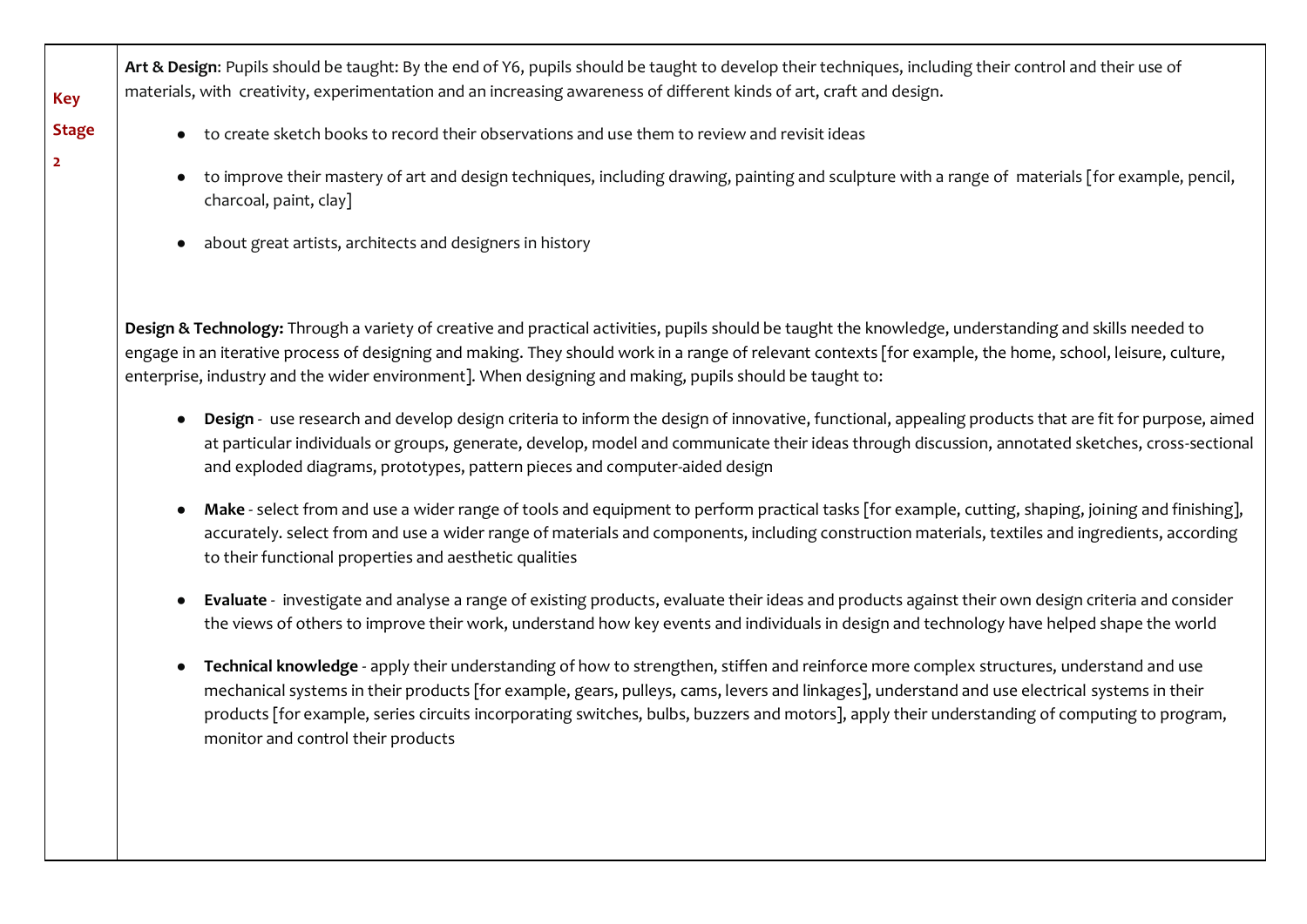| | |
|---|---|
| **Key Stage 2** | **Art & Design**: Pupils should be taught: By the end of Y6, pupils should be taught to develop their techniques, including their control and their use of materials, with creativity, experimentation and an increasing awareness of different kinds of art, craft and design.<br><br>• to create sketch books to record their observations and use them to review and revisit ideas<br>• to improve their mastery of art and design techniques, including drawing, painting and sculpture with a range of materials [for example, pencil, charcoal, paint, clay]<br>• about great artists, architects and designers in history<br><br>**Design & Technology:** Through a variety of creative and practical activities, pupils should be taught the knowledge, understanding and skills needed to engage in an iterative process of designing and making. They should work in a range of relevant contexts [for example, the home, school, leisure, culture, enterprise, industry and the wider environment]. When designing and making, pupils should be taught to:<br><br>• **Design** - use research and develop design criteria to inform the design of innovative, functional, appealing products that are fit for purpose, aimed at particular individuals or groups, generate, develop, model and communicate their ideas through discussion, annotated sketches, cross-sectional and exploded diagrams, prototypes, pattern pieces and computer-aided design<br>• **Make** - select from and use a wider range of tools and equipment to perform practical tasks [for example, cutting, shaping, joining and finishing], accurately. select from and use a wider range of materials and components, including construction materials, textiles and ingredients, according to their functional properties and aesthetic qualities<br>• **Evaluate** - investigate and analyse a range of existing products, evaluate their ideas and products against their own design criteria and consider the views of others to improve their work, understand how key events and individuals in design and technology have helped shape the world<br>• **Technical knowledge** - apply their understanding of how to strengthen, stiffen and reinforce more complex structures, understand and use mechanical systems in their products [for example, gears, pulleys, cams, levers and linkages], understand and use electrical systems in their products [for example, series circuits incorporating switches, bulbs, buzzers and motors], apply their understanding of computing to program, monitor and control their products |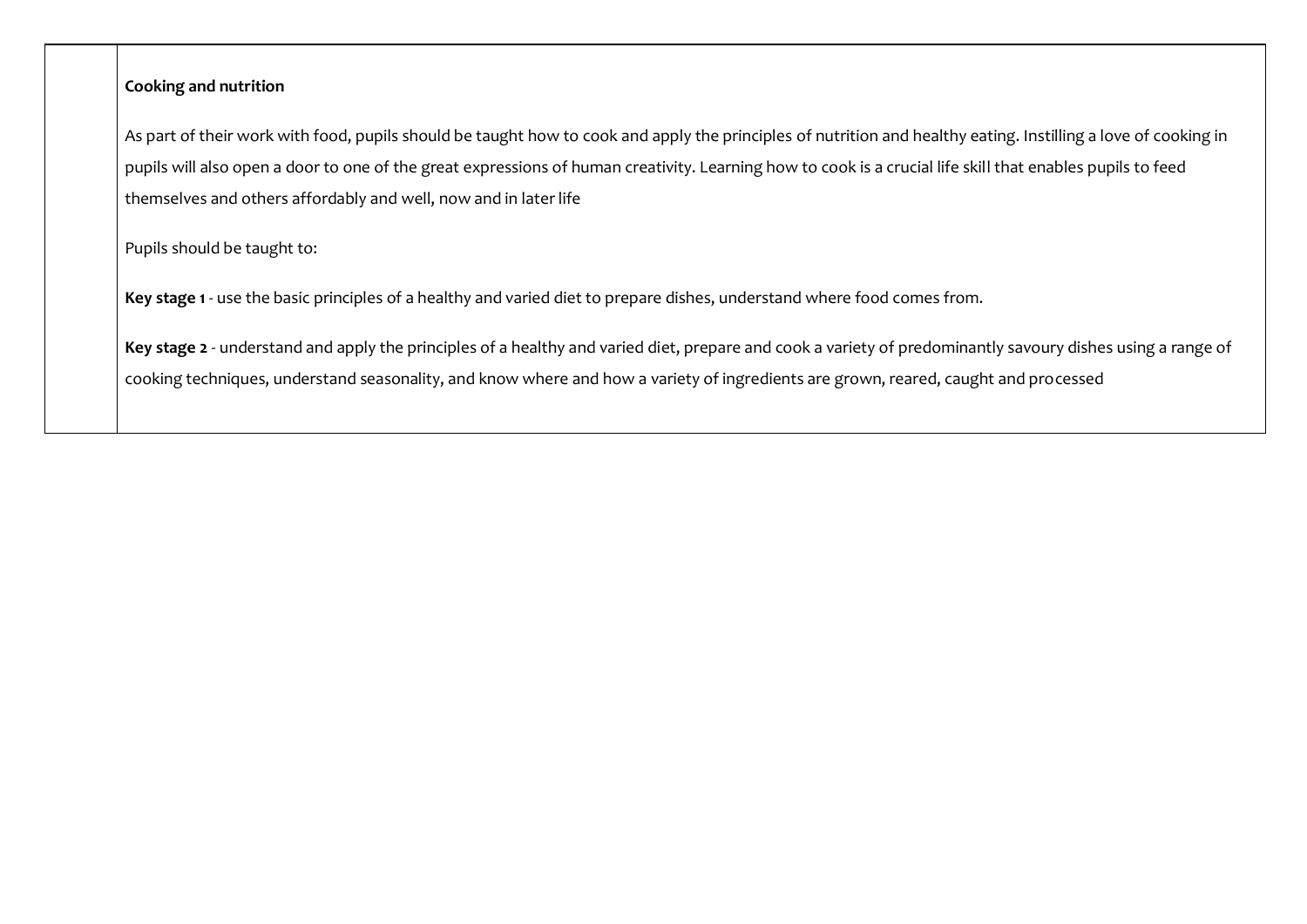**Cooking and nutrition**

As part of their work with food, pupils should be taught how to cook and apply the principles of nutrition and healthy eating. Instilling a love of cooking in pupils will also open a door to one of the great expressions of human creativity. Learning how to cook is a crucial life skill that enables pupils to feed themselves and others affordably and well, now and in later life

Pupils should be taught to:

**Key stage 1** - use the basic principles of a healthy and varied diet to prepare dishes, understand where food comes from.

**Key stage 2** - understand and apply the principles of a healthy and varied diet, prepare and cook a variety of predominantly savoury dishes using a range of cooking techniques, understand seasonality, and know where and how a variety of ingredients are grown, reared, caught and processed